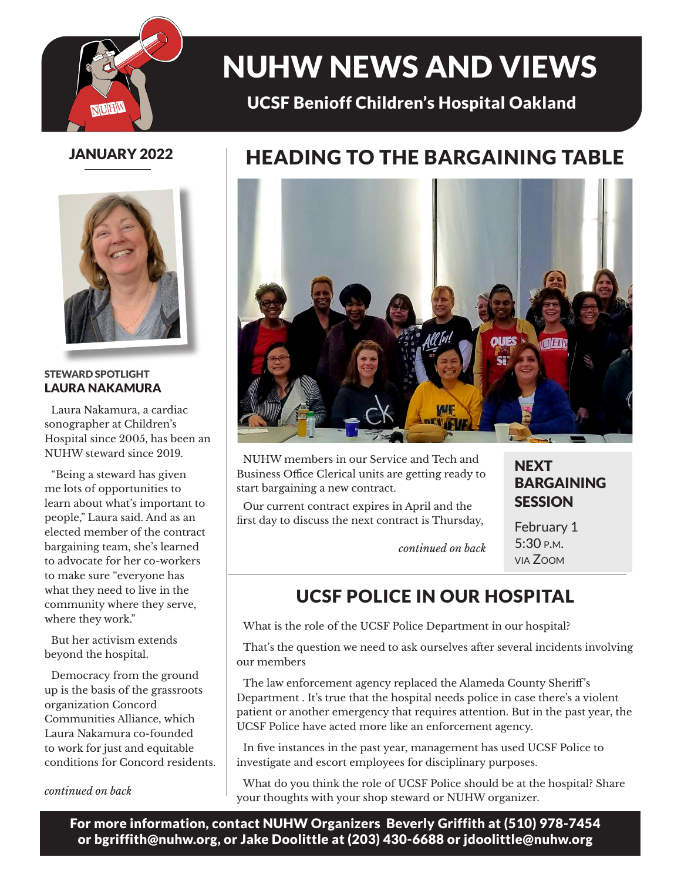# NUHW NEWS AND VIEWS

**UCSF Benioff Children's Hospital Oakland**

JANUARY 2022

## HEADING TO THE BARGAINING TABLE

NUHW members in our Service and Tech and Business Office Clerical units are getting ready to start bargaining a new contract.

Our current contract expires in April and the first day to discuss the next contract is Thursday,

*continued on back*

### NEXT BARGAINING SESSION

February 1
5:30 P.M.
VIA ZOOM

## UCSF POLICE IN OUR HOSPITAL

What is the role of the UCSF Police Department in our hospital?

That's the question we need to ask ourselves after several incidents involving our members

The law enforcement agency replaced the Alameda County Sheriff's Department . It's true that the hospital needs police in case there's a violent patient or another emergency that requires attention. But in the past year, the UCSF Police have acted more like an enforcement agency.

In five instances in the past year, management has used UCSF Police to investigate and escort employees for disciplinary purposes.

What do you think the role of UCSF Police should be at the hospital? Share your thoughts with your shop steward or NUHW organizer.

STEWARD SPOTLIGHT
### LAURA NAKAMURA

Laura Nakamura, a cardiac sonographer at Children's Hospital since 2005, has been an NUHW steward since 2019.

"Being a steward has given me lots of opportunities to learn about what's important to people," Laura said. And as an elected member of the contract bargaining team, she's learned to advocate for her co-workers to make sure "everyone has what they need to live in the community where they serve, where they work."

But her activism extends beyond the hospital.

Democracy from the ground up is the basis of the grassroots organization Concord Communities Alliance, which Laura Nakamura co-founded to work for just and equitable conditions for Concord residents.

*continued on back*

**For more information, contact NUHW Organizers Beverly Griffith at (510) 978-7454 or bgriffith@nuhw.org, or Jake Doolittle at (203) 430-6688 or jdoolittle@nuhw.org**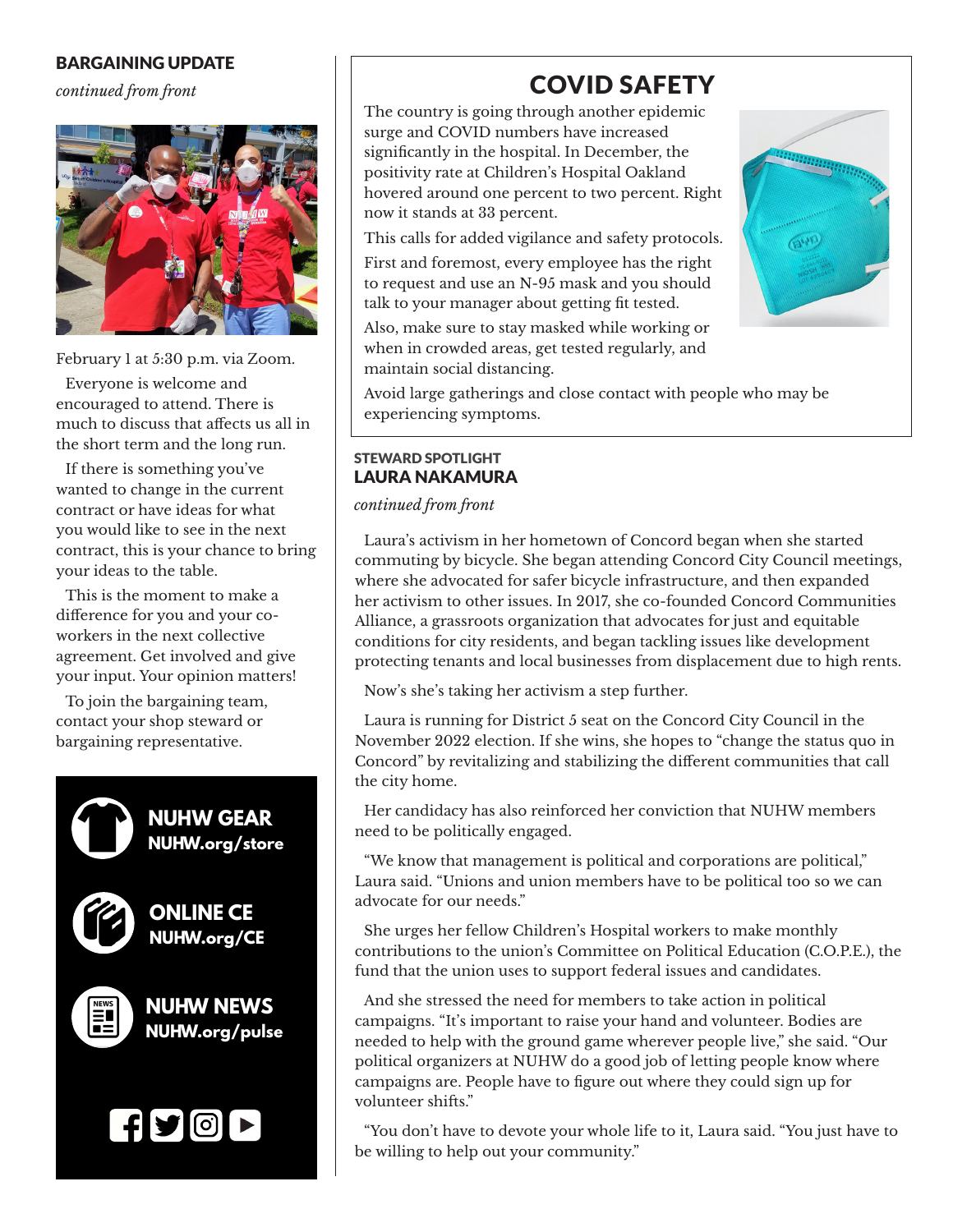## BARGAINING UPDATE

*continued from front*

February 1 at 5:30 p.m. via Zoom.

Everyone is welcome and encouraged to attend. There is much to discuss that affects us all in the short term and the long run.

If there is something you've wanted to change in the current contract or have ideas for what you would like to see in the next contract, this is your chance to bring your ideas to the table.

This is the moment to make a difference for you and your co-workers in the next collective agreement. Get involved and give your input. Your opinion matters!

To join the bargaining team, contact your shop steward or bargaining representative.

**NUHW GEAR**
**NUHW.org/store**

**ONLINE CE**
**NUHW.org/CE**

**NUHW NEWS**
**NUHW.org/pulse**

## COVID SAFETY

The country is going through another epidemic surge and COVID numbers have increased significantly in the hospital. In December, the positivity rate at Children's Hospital Oakland hovered around one percent to two percent. Right now it stands at 33 percent.

This calls for added vigilance and safety protocols.

First and foremost, every employee has the right to request and use an N-95 mask and you should talk to your manager about getting fit tested.

Also, make sure to stay masked while working or when in crowded areas, get tested regularly, and maintain social distancing.

Avoid large gatherings and close contact with people who may be experiencing symptoms.

## STEWARD SPOTLIGHT
## LAURA NAKAMURA

*continued from front*

Laura's activism in her hometown of Concord began when she started commuting by bicycle. She began attending Concord City Council meetings, where she advocated for safer bicycle infrastructure, and then expanded her activism to other issues. In 2017, she co-founded Concord Communities Alliance, a grassroots organization that advocates for just and equitable conditions for city residents, and began tackling issues like development protecting tenants and local businesses from displacement due to high rents.

Now's she's taking her activism a step further.

Laura is running for District 5 seat on the Concord City Council in the November 2022 election. If she wins, she hopes to "change the status quo in Concord" by revitalizing and stabilizing the different communities that call the city home.

Her candidacy has also reinforced her conviction that NUHW members need to be politically engaged.

"We know that management is political and corporations are political," Laura said. "Unions and union members have to be political too so we can advocate for our needs."

She urges her fellow Children's Hospital workers to make monthly contributions to the union's Committee on Political Education (C.O.P.E.), the fund that the union uses to support federal issues and candidates.

And she stressed the need for members to take action in political campaigns. "It's important to raise your hand and volunteer. Bodies are needed to help with the ground game wherever people live," she said. "Our political organizers at NUHW do a good job of letting people know where campaigns are. People have to figure out where they could sign up for volunteer shifts."

"You don't have to devote your whole life to it, Laura said. "You just have to be willing to help out your community."